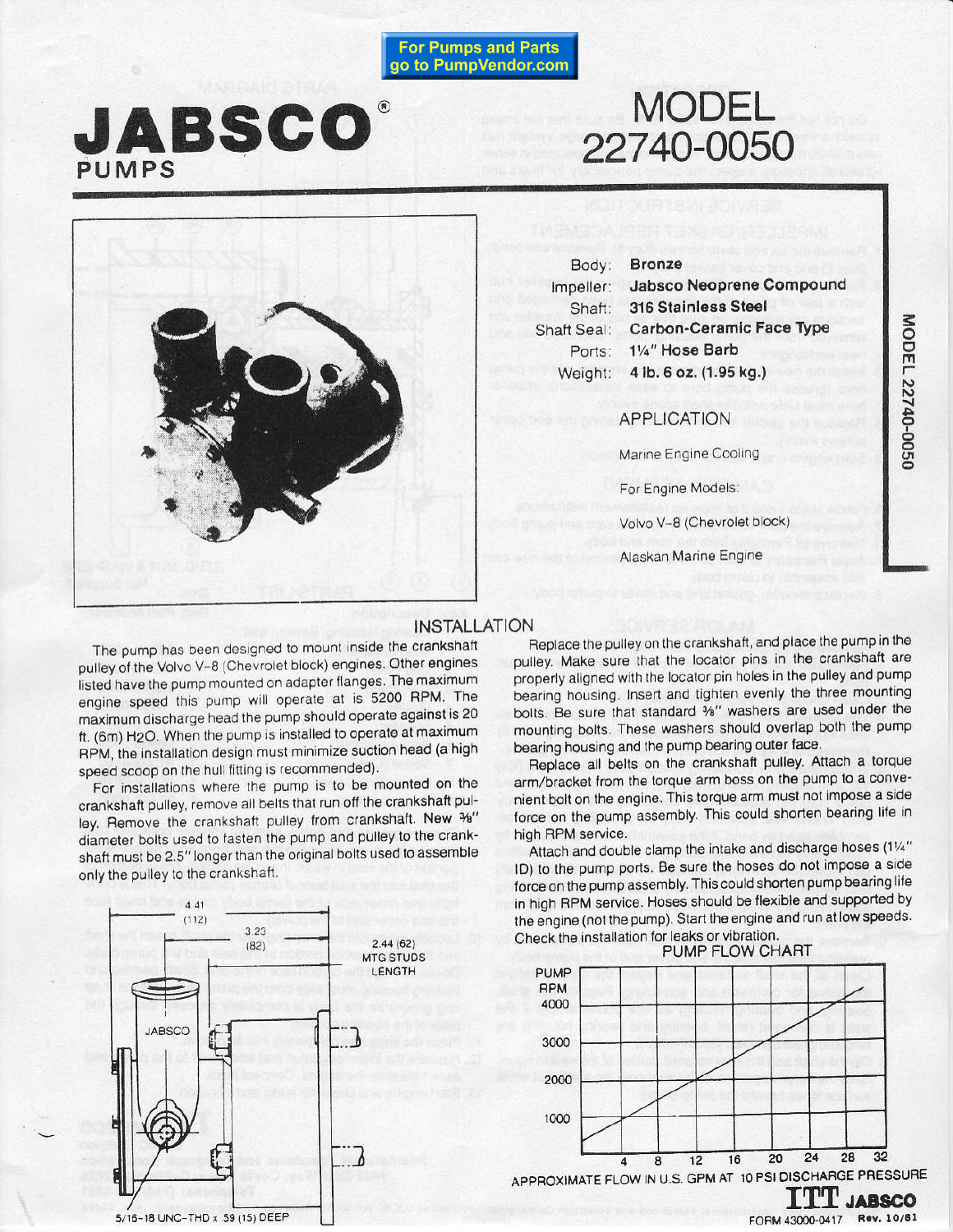For Pumps and Parts go to PumpVendor.com

# JABSCO® PUMPS

# MODEL 22740-0050

| | |
|---|---|
| Body: | **Bronze** |
| Impeller: | **Jabsco Neoprene Compound** |
| Shaft: | **316 Stainless Steel** |
| Shaft Seal: | **Carbon-Ceramic Face Type** |
| Ports: | **1¼" Hose Barb** |
| Weight: | **4 lb. 6 oz. (1.95 kg.)** |

## APPLICATION

Marine Engine Cooling

For Engine Models:

Volvo V-8 (Chevrolet block)

Alaskan Marine Engine

## INSTALLATION

The pump has been designed to mount inside the crankshaft pulley of the Volvo V-8 (Chevrolet block) engines. Other engines listed have the pump mounted on adapter flanges. The maximum engine speed this pump will operate at is 5200 RPM. The maximum discharge head the pump should operate against is 20 ft. (6m) $H_2O$. When the pump is installed to operate at maximum RPM, the installation design must minimize suction head (a high speed scoop on the hull fitting is recommended).

For installations where the pump is to be mounted on the crankshaft pulley, remove all belts that run off the crankshaft pulley. Remove the crankshaft pulley from crankshaft. New ⅜" diameter bolts used to fasten the pump and pulley to the crankshaft must be 2.5" longer than the original bolts used to assemble only the pulley to the crankshaft.

Replace the pulley on the crankshaft, and place the pump in the pulley. Make sure that the locator pins in the crankshaft are properly aligned with the locator pin holes in the pulley and pump bearing housing. Insert and tighten evenly the three mounting bolts. Be sure that standard ⅜" washers are used under the mounting bolts. These washers should overlap both the pump bearing housing and the pump bearing outer face.

Replace all belts on the crankshaft pulley. Attach a torque arm/bracket from the torque arm boss on the pump to a convenient bolt on the engine. This torque arm must not impose a side force on the pump assembly. This could shorten bearing life in high RPM service.

Attach and double clamp the intake and discharge hoses (1¼" ID) to the pump ports. Be sure the hoses do not impose a side force on the pump assembly. This could shorten pump bearing life in high RPM service. Hoses should be flexible and supported by the engine (not the pump). Start the engine and run at low speeds. Check the installation for leaks or vibration.

4.41 (112) — 3.23 (82) — 2.44 (62) MTG STUDS LENGTH — JABSCO — 5/16-18 UNC-THD x .59 (15) DEEP

### PUMP FLOW CHART

PUMP RPM: 1000, 2000, 3000, 4000

APPROXIMATE FLOW IN U.S. GPM AT 10 PSI DISCHARGE PRESSURE: 4, 8, 12, 16, 20, 24, 28, 32

ITT JABSCO

FORM 43000-0417 Rev. 10/81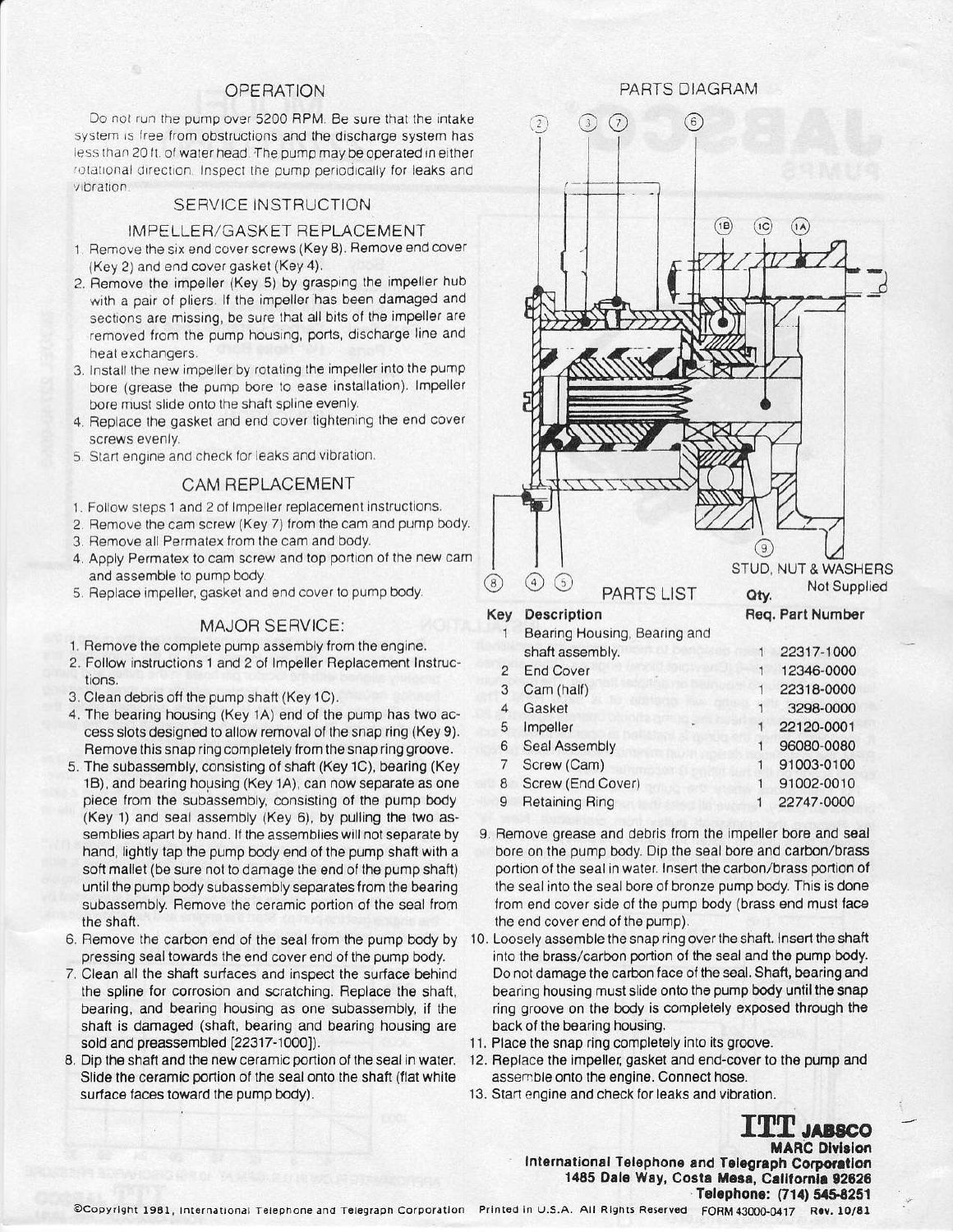## OPERATION

Do not run the pump over 5200 RPM. Be sure that the intake system is free from obstructions and the discharge system has less than 20 ft. of water head. The pump may be operated in either rotational direction. Inspect the pump periodically for leaks and vibration.

## SERVICE INSTRUCTION

### IMPELLER/GASKET REPLACEMENT

1. Remove the six end cover screws (Key 8). Remove end cover (Key 2) and end cover gasket (Key 4).
2. Remove the impeller (Key 5) by grasping the impeller hub with a pair of pliers. If the impeller has been damaged and sections are missing, be sure that all bits of the impeller are removed from the pump housing, ports, discharge line and heat exchangers.
3. Install the new impeller by rotating the impeller into the pump bore (grease the pump bore to ease installation). Impeller bore must slide onto the shaft spline evenly.
4. Replace the gasket and end cover tightening the end cover screws evenly.
5. Start engine and check for leaks and vibration.

### CAM REPLACEMENT

1. Follow steps 1 and 2 of Impeller replacement instructions.
2. Remove the cam screw (Key 7) from the cam and pump body.
3. Remove all Permatex from the cam and body.
4. Apply Permatex to cam screw and top portion of the new cam and assemble to pump body.
5. Replace impeller, gasket and end cover to pump body.

### MAJOR SERVICE:

1. Remove the complete pump assembly from the engine.
2. Follow instructions 1 and 2 of Impeller Replacement Instructions.
3. Clean debris off the pump shaft (Key 1C).
4. The bearing housing (Key 1A) end of the pump has two access slots designed to allow removal of the snap ring (Key 9). Remove this snap ring completely from the snap ring groove.
5. The subassembly, consisting of shaft (Key 1C), bearing (Key 1B), and bearing housing (Key 1A), can now separate as one piece from the subassembly, consisting of the pump body (Key 1) and seal assembly (Key 6), by pulling the two assemblies apart by hand. If the assemblies will not separate by hand, lightly tap the pump body end of the pump shaft with a soft mallet (be sure not to damage the end of the pump shaft) until the pump body subassembly separates from the bearing subassembly. Remove the ceramic portion of the seal from the shaft.
6. Remove the carbon end of the seal from the pump body by pressing seal towards the end cover end of the pump body.
7. Clean all the shaft surfaces and inspect the surface behind the spline for corrosion and scratching. Replace the shaft, bearing, and bearing housing as one subassembly, if the shaft is damaged (shaft, bearing and bearing housing are sold and preassembled [22317-1000]).
8. Dip the shaft and the new ceramic portion of the seal in water. Slide the ceramic portion of the seal onto the shaft (flat white surface faces toward the pump body).
9. Remove grease and debris from the impeller bore and seal bore on the pump body. Dip the seal bore and carbon/brass portion of the seal in water. Insert the carbon/brass portion of the seal into the seal bore of bronze pump body. This is done from end cover side of the pump body (brass end must face the end cover end of the pump).
10. Loosely assemble the snap ring over the shaft. Insert the shaft into the brass/carbon portion of the seal and the pump body. Do not damage the carbon face of the seal. Shaft, bearing and bearing housing must slide onto the pump body until the snap ring groove on the body is completely exposed through the back of the bearing housing.
11. Place the snap ring completely into its groove.
12. Replace the impeller, gasket and end-cover to the pump and assemble onto the engine. Connect hose.
13. Start engine and check for leaks and vibration.

## PARTS DIAGRAM

2 3 7 6 1B 1C 1A 9 8 4 5

STUD, NUT & WASHERS Not Supplied

## PARTS LIST

| Key | Description | Qty. Req. | Part Number |
|---|---|---|---|
| 1 | Bearing Housing, Bearing and shaft assembly. | 1 | 22317-1000 |
| 2 | End Cover | 1 | 12346-0000 |
| 3 | Cam (half) | 1 | 22318-0000 |
| 4 | Gasket | 1 | 3298-0000 |
| 5 | Impeller | 1 | 22120-0001 |
| 6 | Seal Assembly | 1 | 96080-0080 |
| 7 | Screw (Cam) | 1 | 91003-0100 |
| 8 | Screw (End Cover) | 1 | 91002-0010 |
| 9 | Retaining Ring | 1 | 22747-0000 |

**ITT JABSCO**
**MARC Division**
**International Telephone and Telegraph Corporation**
**1485 Dale Way, Costa Mesa, California 92626**
**Telephone: (714) 545-8251**

©Copyright 1981, International Telephone and Telegraph Corporation Printed in U.S.A. All Rights Reserved FORM 43000-0417 Rev. 10/81